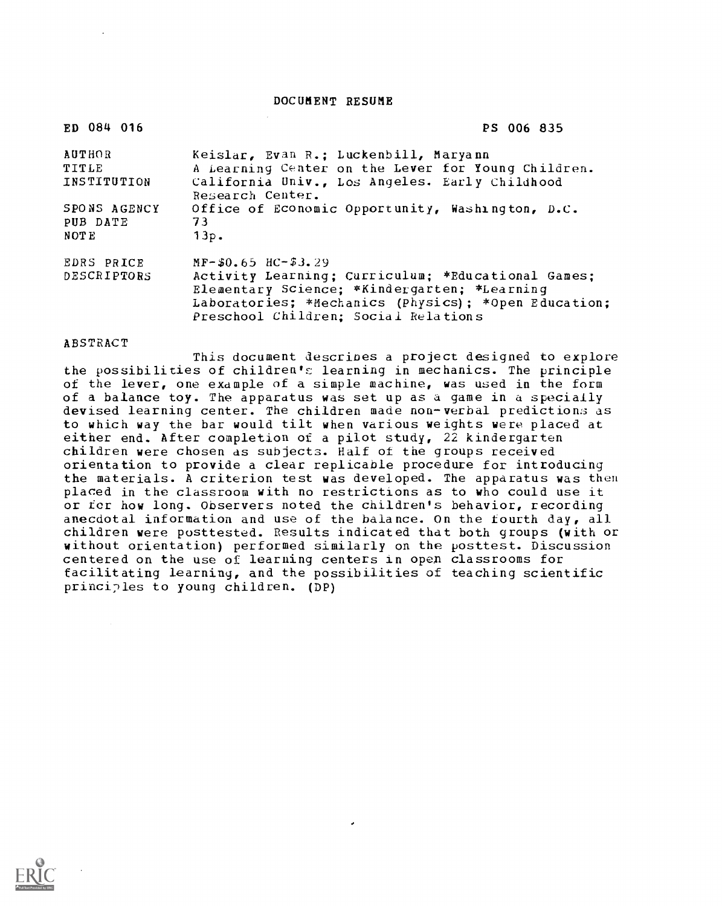# DOCUMENT RESUME

| | |
|---|---|
| ED 084 016 | PS 006 835 |
| AUTHOR | Keislar, Evan R.; Luckenbill, Maryann |
| TITLE | A Learning Center on the Lever for Young Children. |
| INSTITUTION | California Univ., Los Angeles. Early Childhood Research Center. |
| SPONS AGENCY | Office of Economic Opportunity, Washington, D.C. |
| PUB DATE | 73 |
| NOTE | 13p. |
| EDRS PRICE | MF-$0.65 HC-$3.29 |
| DESCRIPTORS | Activity Learning; Curriculum; *Educational Games; Elementary Science; *Kindergarten; *Learning Laboratories; *Mechanics (Physics); *Open Education; Preschool Children; Social Relations |

ABSTRACT

This document describes a project designed to explore the possibilities of children's learning in mechanics. The principle of the lever, one example of a simple machine, was used in the form of a balance toy. The apparatus was set up as a game in a specially devised learning center. The children made non-verbal predictions as to which way the bar would tilt when various weights were placed at either end. After completion of a pilot study, 22 kindergarten children were chosen as subjects. Half of the groups received orientation to provide a clear replicable procedure for introducing the materials. A criterion test was developed. The apparatus was then placed in the classroom with no restrictions as to who could use it or for how long. Observers noted the children's behavior, recording anecdotal information and use of the balance. On the fourth day, all children were posttested. Results indicated that both groups (with or without orientation) performed similarly on the posttest. Discussion centered on the use of learning centers in open classrooms for facilitating learning, and the possibilities of teaching scientific principles to young children. (DP)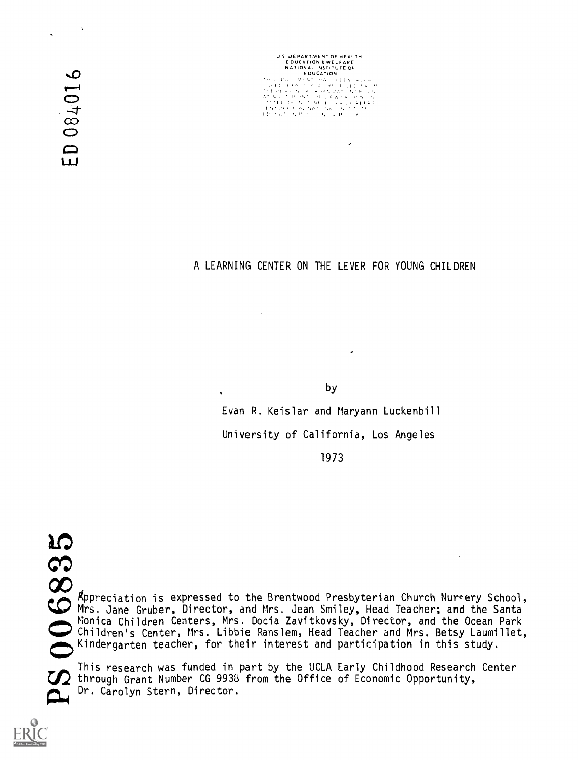ED 084016

U S DEPARTMENT OF HEALTH
EDUCATION & WELFARE
NATIONAL INSTITUTE OF
EDUCATION

# A LEARNING CENTER ON THE LEVER FOR YOUNG CHILDREN

by

Evan R. Keislar and Maryann Luckenbill

University of California, Los Angeles

1973

PS 006835

Appreciation is expressed to the Brentwood Presbyterian Church Nursery School, Mrs. Jane Gruber, Director, and Mrs. Jean Smiley, Head Teacher; and the Santa Monica Children Centers, Mrs. Docia Zavitkovsky, Director, and the Ocean Park Children's Center, Mrs. Libbie Ranslem, Head Teacher and Mrs. Betsy Laumillet, Kindergarten teacher, for their interest and participation in this study.

This research was funded in part by the UCLA Early Childhood Research Center through Grant Number CG 9938 from the Office of Economic Opportunity, Dr. Carolyn Stern, Director.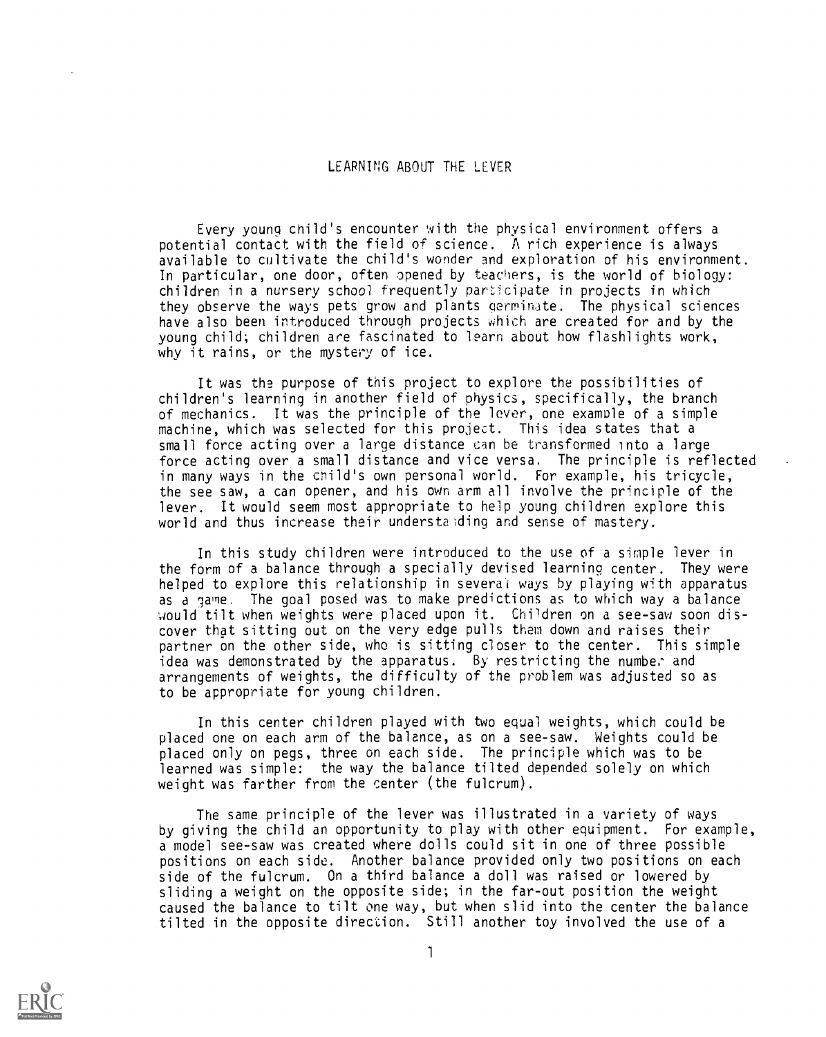# LEARNING ABOUT THE LEVER

Every young child's encounter with the physical environment offers a potential contact with the field of science. A rich experience is always available to cultivate the child's wonder and exploration of his environment. In particular, one door, often opened by teachers, is the world of biology: children in a nursery school frequently participate in projects in which they observe the ways pets grow and plants germinate. The physical sciences have also been introduced through projects which are created for and by the young child; children are fascinated to learn about how flashlights work, why it rains, or the mystery of ice.

It was the purpose of this project to explore the possibilities of children's learning in another field of physics, specifically, the branch of mechanics. It was the principle of the lever, one example of a simple machine, which was selected for this project. This idea states that a small force acting over a large distance can be transformed into a large force acting over a small distance and vice versa. The principle is reflected in many ways in the child's own personal world. For example, his tricycle, the see saw, a can opener, and his own arm all involve the principle of the lever. It would seem most appropriate to help young children explore this world and thus increase their understanding and sense of mastery.

In this study children were introduced to the use of a simple lever in the form of a balance through a specially devised learning center. They were helped to explore this relationship in several ways by playing with apparatus as a game. The goal posed was to make predictions as to which way a balance would tilt when weights were placed upon it. Children on a see-saw soon discover that sitting out on the very edge pulls them down and raises their partner on the other side, who is sitting closer to the center. This simple idea was demonstrated by the apparatus. By restricting the number and arrangements of weights, the difficulty of the problem was adjusted so as to be appropriate for young children.

In this center children played with two equal weights, which could be placed one on each arm of the balance, as on a see-saw. Weights could be placed only on pegs, three on each side. The principle which was to be learned was simple: the way the balance tilted depended solely on which weight was farther from the center (the fulcrum).

The same principle of the lever was illustrated in a variety of ways by giving the child an opportunity to play with other equipment. For example, a model see-saw was created where dolls could sit in one of three possible positions on each side. Another balance provided only two positions on each side of the fulcrum. On a third balance a doll was raised or lowered by sliding a weight on the opposite side; in the far-out position the weight caused the balance to tilt one way, but when slid into the center the balance tilted in the opposite direction. Still another toy involved the use of a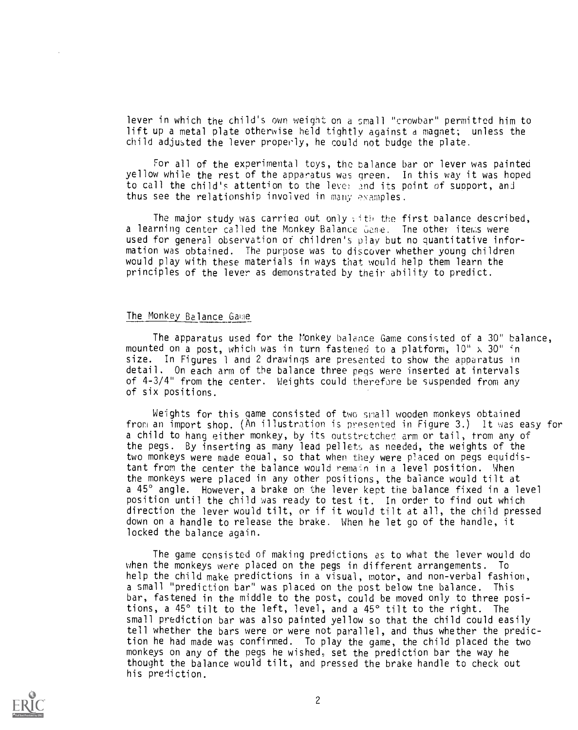lever in which the child's own weight on a small "crowbar" permitted him to lift up a metal plate otherwise held tightly against a magnet; unless the child adjusted the lever properly, he could not budge the plate.

For all of the experimental toys, the balance bar or lever was painted yellow while the rest of the apparatus was green. In this way it was hoped to call the child's attention to the lever and its point of support, and thus see the relationship involved in many examples.

The major study was carried out only with the first balance described, a learning center called the Monkey Balance Game. The other items were used for general observation of children's play but no quantitative information was obtained. The purpose was to discover whether young children would play with these materials in ways that would help them learn the principles of the lever as demonstrated by their ability to predict.

## The Monkey Balance Game

The apparatus used for the Monkey Balance Game consisted of a 30" balance, mounted on a post, which was in turn fastened to a platform, 10" x 30" in size. In Figures 1 and 2 drawings are presented to show the apparatus in detail. On each arm of the balance three pegs were inserted at intervals of 4-3/4" from the center. Weights could therefore be suspended from any of six positions.

Weights for this game consisted of two small wooden monkeys obtained from an import shop. (An illustration is presented in Figure 3.) It was easy for a child to hang either monkey, by its outstretched arm or tail, from any of the pegs. By inserting as many lead pellets as needed, the weights of the two monkeys were made equal, so that when they were placed on pegs equidistant from the center the balance would remain in a level position. When the monkeys were placed in any other positions, the balance would tilt at a 45° angle. However, a brake on the lever kept the balance fixed in a level position until the child was ready to test it. In order to find out which direction the lever would tilt, or if it would tilt at all, the child pressed down on a handle to release the brake. When he let go of the handle, it locked the balance again.

The game consisted of making predictions as to what the lever would do when the monkeys were placed on the pegs in different arrangements. To help the child make predictions in a visual, motor, and non-verbal fashion, a small "prediction bar" was placed on the post below the balance. This bar, fastened in the middle to the post, could be moved only to three positions, a 45° tilt to the left, level, and a 45° tilt to the right. The small prediction bar was also painted yellow so that the child could easily tell whether the bars were or were not parallel, and thus whether the prediction he had made was confirmed. To play the game, the child placed the two monkeys on any of the pegs he wished, set the prediction bar the way he thought the balance would tilt, and pressed the brake handle to check out his prediction.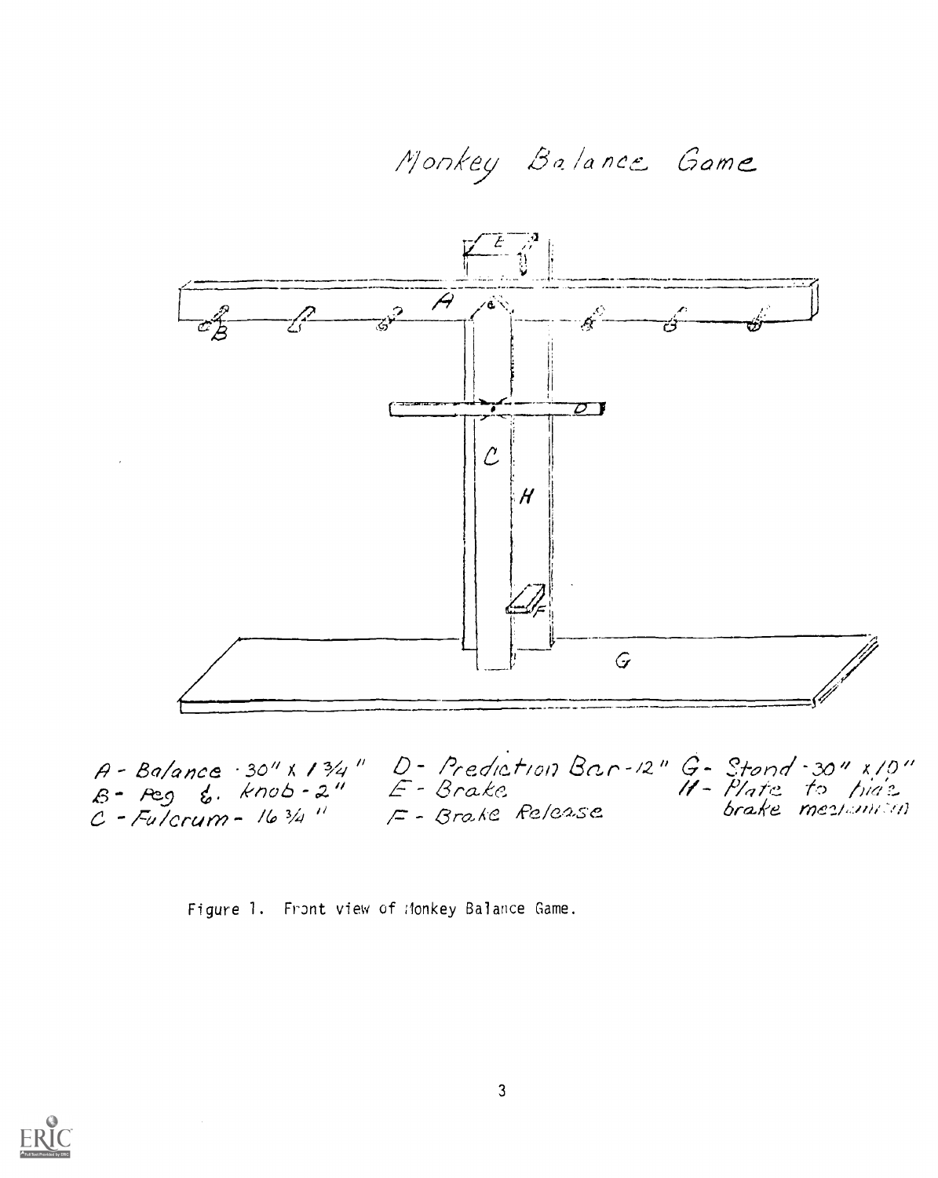Monkey Balance Game

A - Balance 30" x 1 3/4"
B - Peg & knob - 2"
C - Fulcrum - 16 3/4"
D - Prediction Bar - 12"
E - Brake
F - Brake Release
G - Stand - 30" x 10"
H - Plate to hide brake mechanism

Figure 1. Front view of Monkey Balance Game.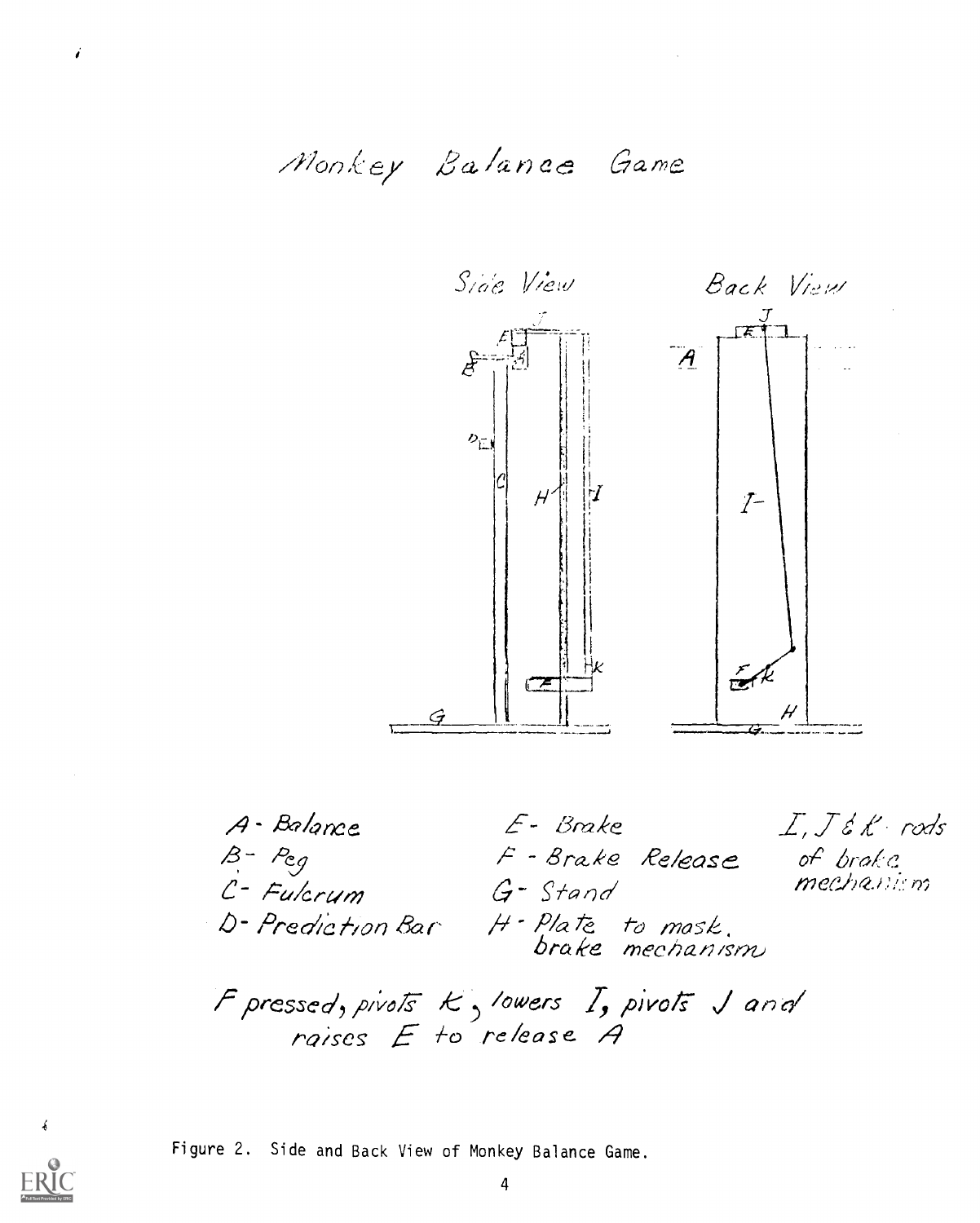# Monkey Balance Game

Side View

Back View

A - Balance
B - Peg
C - Fulcrum
D - Prediction Bar

E - Brake
F - Brake Release
G - Stand
H - Plate to mask brake mechanism

I, J & K - rods of brake mechanism

F pressed, pivots K, lowers I, pivots J and raises E to release A

Figure 2. Side and Back View of Monkey Balance Game.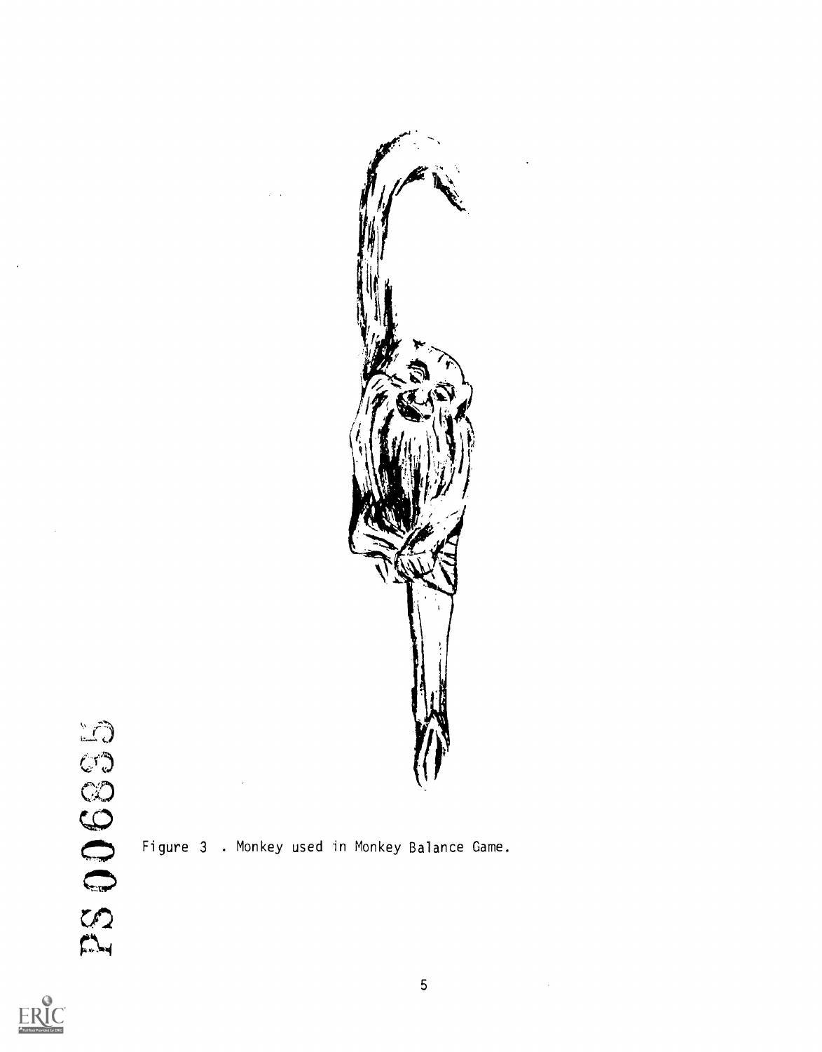Figure 3 . Monkey used in Monkey Balance Game.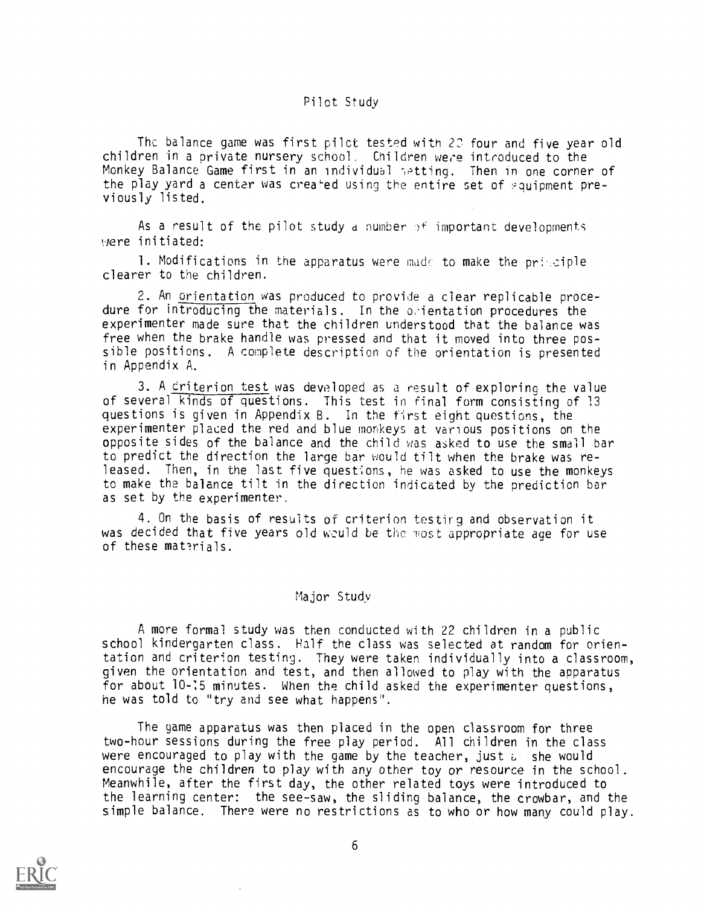## Pilot Study

The balance game was first pilot tested with 22 four and five year old children in a private nursery school. Children were introduced to the Monkey Balance Game first in an individual setting. Then in one corner of the play yard a center was created using the entire set of equipment previously listed.

As a result of the pilot study a number of important developments were initiated:

1. Modifications in the apparatus were made to make the principle clearer to the children.

2. An orientation was produced to provide a clear replicable procedure for introducing the materials. In the orientation procedures the experimenter made sure that the children understood that the balance was free when the brake handle was pressed and that it moved into three possible positions. A complete description of the orientation is presented in Appendix A.

3. A criterion test was developed as a result of exploring the value of several kinds of questions. This test in final form consisting of 13 questions is given in Appendix B. In the first eight questions, the experimenter placed the red and blue monkeys at various positions on the opposite sides of the balance and the child was asked to use the small bar to predict the direction the large bar would tilt when the brake was released. Then, in the last five questions, he was asked to use the monkeys to make the balance tilt in the direction indicated by the prediction bar as set by the experimenter.

4. On the basis of results of criterion testing and observation it was decided that five years old would be the most appropriate age for use of these materials.

## Major Study

A more formal study was then conducted with 22 children in a public school kindergarten class. Half the class was selected at random for orientation and criterion testing. They were taken individually into a classroom, given the orientation and test, and then allowed to play with the apparatus for about 10-15 minutes. When the child asked the experimenter questions, he was told to "try and see what happens".

The game apparatus was then placed in the open classroom for three two-hour sessions during the free play period. All children in the class were encouraged to play with the game by the teacher, just as she would encourage the children to play with any other toy or resource in the school. Meanwhile, after the first day, the other related toys were introduced to the learning center: the see-saw, the sliding balance, the crowbar, and the simple balance. There were no restrictions as to who or how many could play.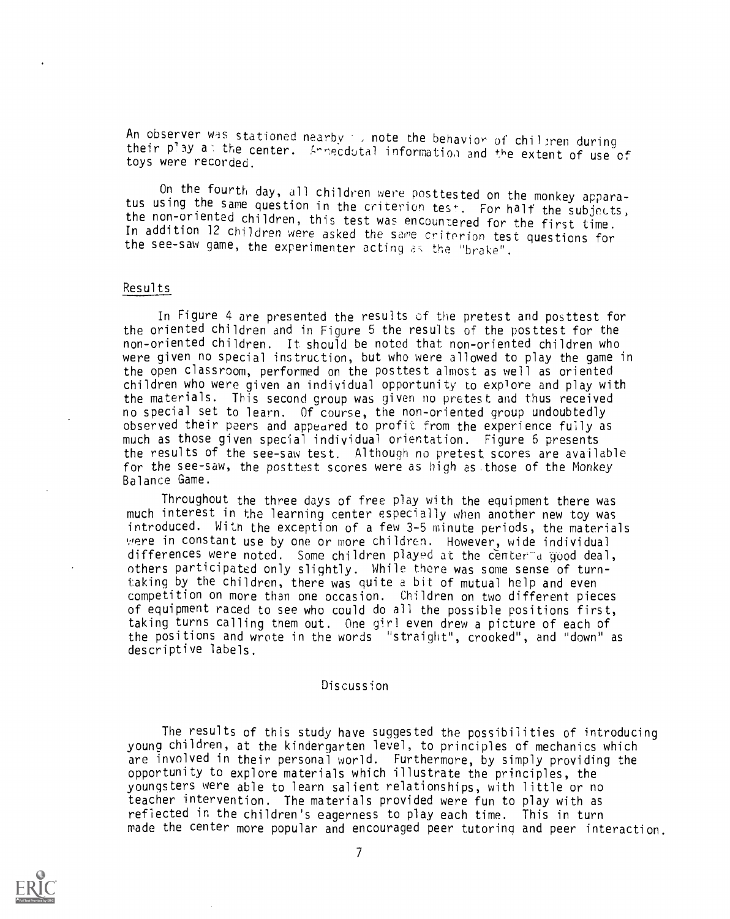An observer was stationed nearby to note the behavior of children during their play at the center. Anecdotal information and the extent of use of toys were recorded.

On the fourth day, all children were posttested on the monkey apparatus using the same question in the criterion test. For half the subjects, the non-oriented children, this test was encountered for the first time. In addition 12 children were asked the same criterion test questions for the see-saw game, the experimenter acting as the "brake".

## Results

In Figure 4 are presented the results of the pretest and posttest for the oriented children and in Figure 5 the results of the posttest for the non-oriented children. It should be noted that non-oriented children who were given no special instruction, but who were allowed to play the game in the open classroom, performed on the posttest almost as well as oriented children who were given an individual opportunity to explore and play with the materials. This second group was given no pretest and thus received no special set to learn. Of course, the non-oriented group undoubtedly observed their peers and appeared to profit from the experience fully as much as those given special individual orientation. Figure 6 presents the results of the see-saw test. Although no pretest scores are available for the see-saw, the posttest scores were as high as those of the Monkey Balance Game.

Throughout the three days of free play with the equipment there was much interest in the learning center especially when another new toy was introduced. With the exception of a few 3-5 minute periods, the materials were in constant use by one or more children. However, wide individual differences were noted. Some children played at the center a good deal, others participated only slightly. While there was some sense of turn-taking by the children, there was quite a bit of mutual help and even competition on more than one occasion. Children on two different pieces of equipment raced to see who could do all the possible positions first, taking turns calling them out. One girl even drew a picture of each of the positions and wrote in the words "straight", crooked", and "down" as descriptive labels.

## Discussion

The results of this study have suggested the possibilities of introducing young children, at the kindergarten level, to principles of mechanics which are involved in their personal world. Furthermore, by simply providing the opportunity to explore materials which illustrate the principles, the youngsters were able to learn salient relationships, with little or no teacher intervention. The materials provided were fun to play with as reflected in the children's eagerness to play each time. This in turn made the center more popular and encouraged peer tutoring and peer interaction.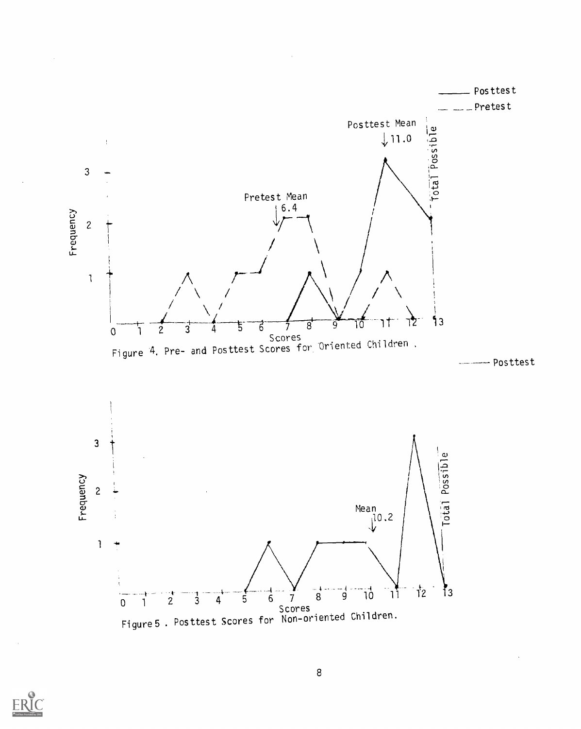Figure 4. Pre- and Posttest Scores for Oriented Children.

Figure 5. Posttest Scores for Non-oriented Children.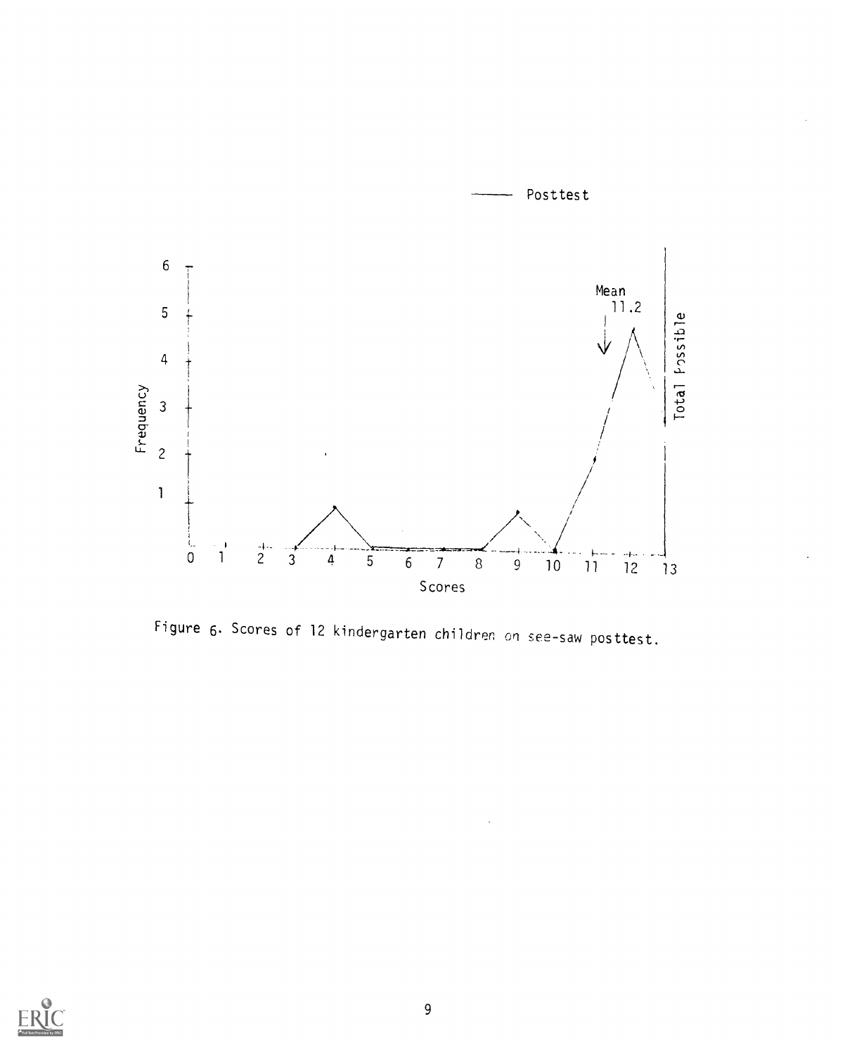Figure 6. Scores of 12 kindergarten children on see-saw posttest.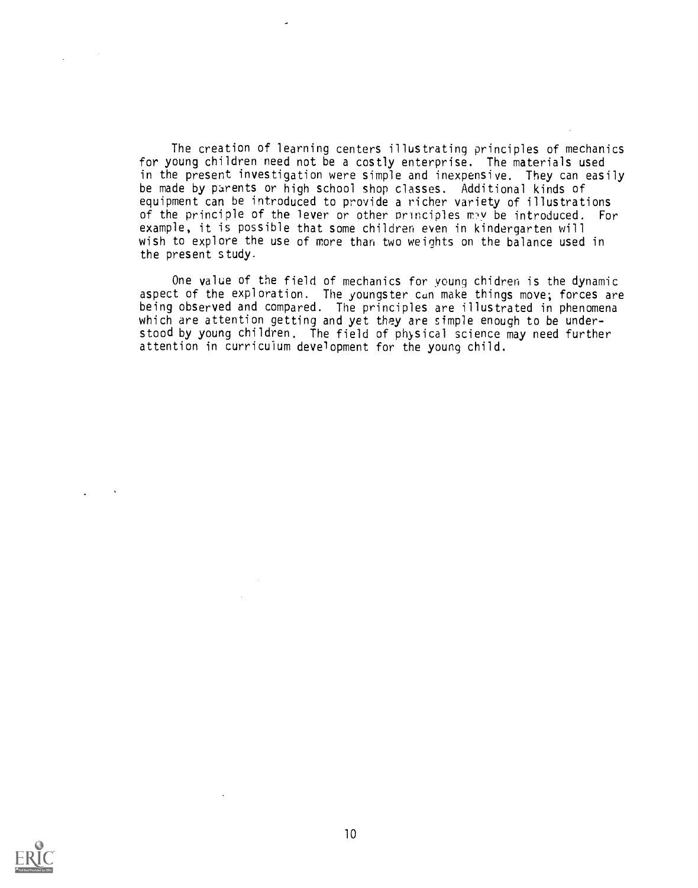The creation of learning centers illustrating principles of mechanics for young children need not be a costly enterprise. The materials used in the present investigation were simple and inexpensive. They can easily be made by parents or high school shop classes. Additional kinds of equipment can be introduced to provide a richer variety of illustrations of the principle of the lever or other principles may be introduced. For example, it is possible that some children even in kindergarten will wish to explore the use of more than two weights on the balance used in the present study.

One value of the field of mechanics for young chidren is the dynamic aspect of the exploration. The youngster can make things move; forces are being observed and compared. The principles are illustrated in phenomena which are attention getting and yet they are simple enough to be understood by young children. The field of physical science may need further attention in curriculum development for the young child.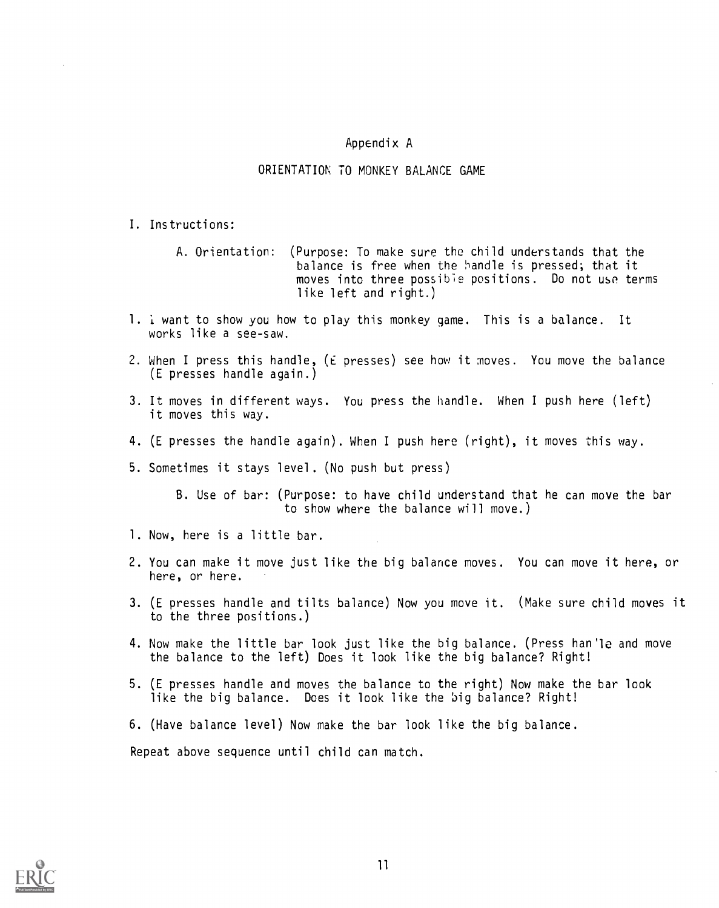# Appendix A

## ORIENTATION TO MONKEY BALANCE GAME

I. Instructions:

A. Orientation: (Purpose: To make sure the child understands that the balance is free when the handle is pressed; that it moves into three possible positions. Do not use terms like left and right.)

1. I want to show you how to play this monkey game. This is a balance. It works like a see-saw.
2. When I press this handle, (E presses) see how it moves. You move the balance (E presses handle again.)
3. It moves in different ways. You press the handle. When I push here (left) it moves this way.
4. (E presses the handle again). When I push here (right), it moves this way.
5. Sometimes it stays level. (No push but press)

B. Use of bar: (Purpose: to have child understand that he can move the bar to show where the balance will move.)

1. Now, here is a little bar.
2. You can make it move just like the big balance moves. You can move it here, or here, or here.
3. (E presses handle and tilts balance) Now you move it. (Make sure child moves it to the three positions.)
4. Now make the little bar look just like the big balance. (Press han'le and move the balance to the left) Does it look like the big balance? Right!
5. (E presses handle and moves the balance to the right) Now make the bar look like the big balance. Does it look like the big balance? Right!
6. (Have balance level) Now make the bar look like the big balance.

Repeat above sequence until child can match.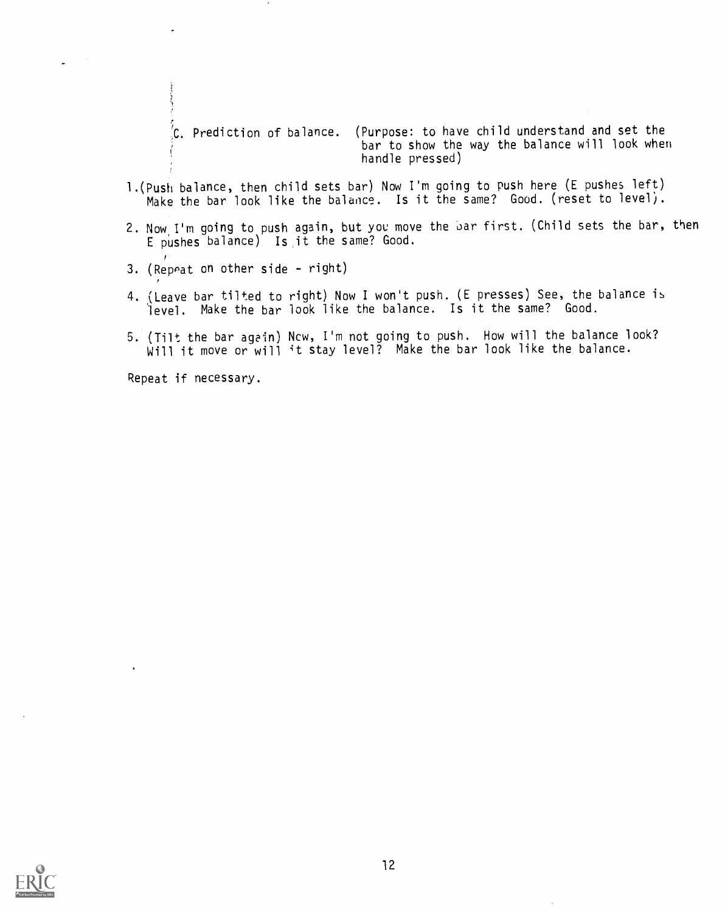C. Prediction of balance. (Purpose: to have child understand and set the bar to show the way the balance will look when handle pressed)

1. (Push balance, then child sets bar) Now I'm going to push here (E pushes left) Make the bar look like the balance. Is it the same? Good. (reset to level).

2. Now I'm going to push again, but you move the bar first. (Child sets the bar, then E pushes balance) Is it the same? Good.

3. (Repeat on other side - right)

4. (Leave bar tilted to right) Now I won't push. (E presses) See, the balance is level. Make the bar look like the balance. Is it the same? Good.

5. (Tilt the bar again) Now, I'm not going to push. How will the balance look? Will it move or will it stay level? Make the bar look like the balance.

Repeat if necessary.